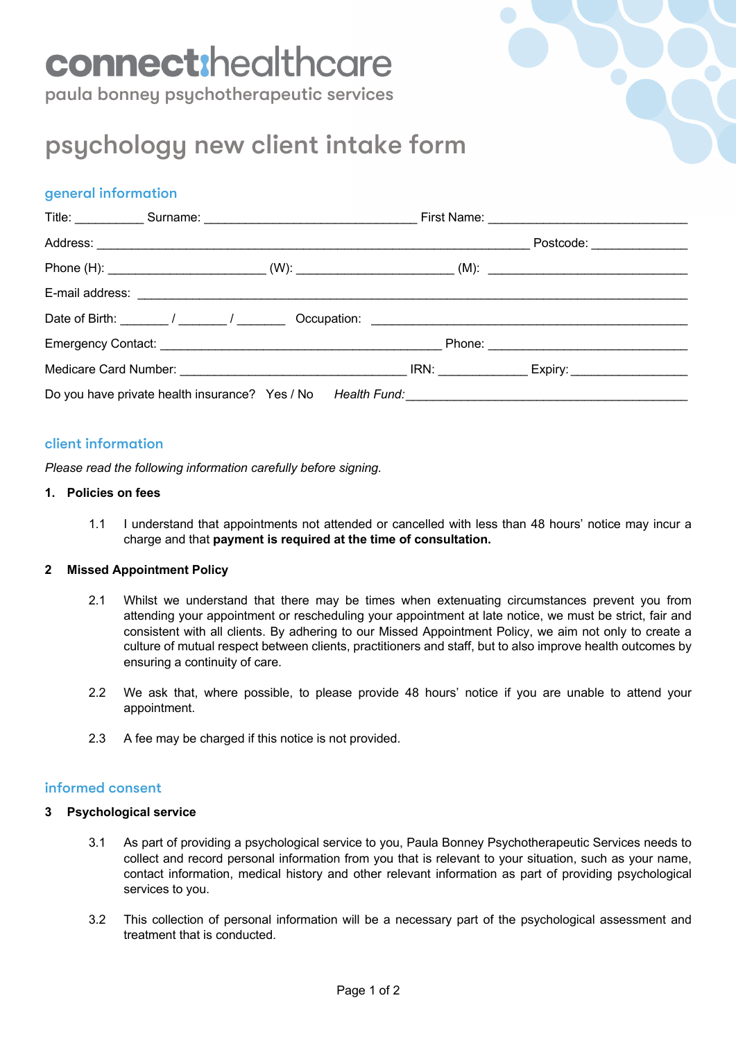# connect:healthcare

paula bonney psychotherapeutic services

# psychology new client intake form

## general information

Title: __________ Surname: ______________________________ First Name: ____________________________

Address: ______________________________________________________________ Postcode: ______________

Phone (H): ______________________ (W): ______________________ (M): _____________________________

E-mail address: ______________________________________________________________________________

Date of Birth: _______ / _______ / _______ Occupation: _______________________________________________

Emergency Contact: ________________________________________ Phone: _____________________________

Medicare Card Number: ________________________________ IRN: _____________ Expiry: _________________

Do you have private health insurance? Yes / No *Health Fund:* _________________________________________

## client information

*Please read the following information carefully before signing.*

**1. Policies on fees**

1.1 I understand that appointments not attended or cancelled with less than 48 hours' notice may incur a charge and that **payment is required at the time of consultation.**

**2 Missed Appointment Policy**

2.1 Whilst we understand that there may be times when extenuating circumstances prevent you from attending your appointment or rescheduling your appointment at late notice, we must be strict, fair and consistent with all clients. By adhering to our Missed Appointment Policy, we aim not only to create a culture of mutual respect between clients, practitioners and staff, but to also improve health outcomes by ensuring a continuity of care.

2.2 We ask that, where possible, to please provide 48 hours' notice if you are unable to attend your appointment.

2.3 A fee may be charged if this notice is not provided.

## informed consent

**3 Psychological service**

3.1 As part of providing a psychological service to you, Paula Bonney Psychotherapeutic Services needs to collect and record personal information from you that is relevant to your situation, such as your name, contact information, medical history and other relevant information as part of providing psychological services to you.

3.2 This collection of personal information will be a necessary part of the psychological assessment and treatment that is conducted.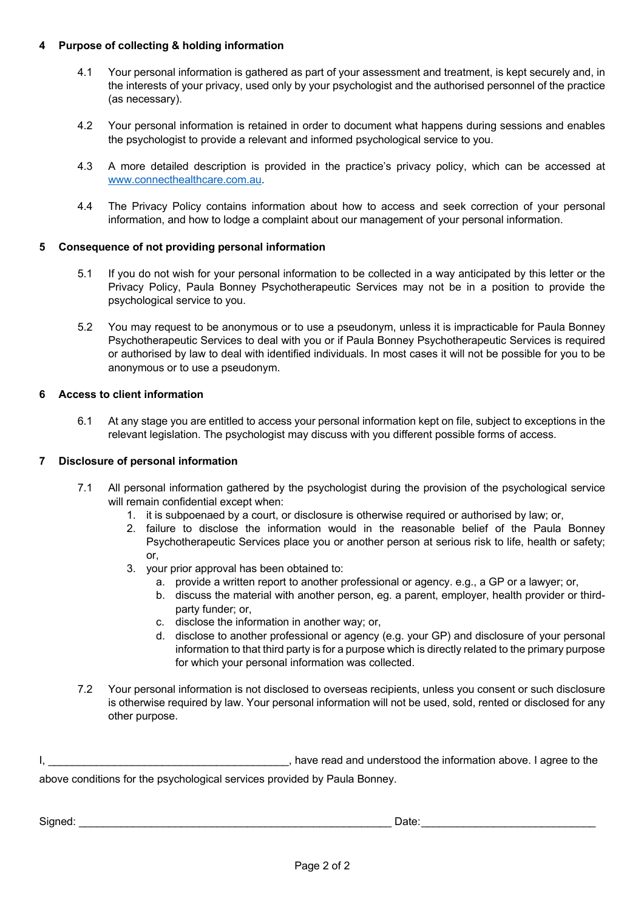## 4 Purpose of collecting & holding information

4.1 Your personal information is gathered as part of your assessment and treatment, is kept securely and, in the interests of your privacy, used only by your psychologist and the authorised personnel of the practice (as necessary).

4.2 Your personal information is retained in order to document what happens during sessions and enables the psychologist to provide a relevant and informed psychological service to you.

4.3 A more detailed description is provided in the practice's privacy policy, which can be accessed at [www.connecthealthcare.com.au](www.connecthealthcare.com.au).

4.4 The Privacy Policy contains information about how to access and seek correction of your personal information, and how to lodge a complaint about our management of your personal information.

## 5 Consequence of not providing personal information

5.1 If you do not wish for your personal information to be collected in a way anticipated by this letter or the Privacy Policy, Paula Bonney Psychotherapeutic Services may not be in a position to provide the psychological service to you.

5.2 You may request to be anonymous or to use a pseudonym, unless it is impracticable for Paula Bonney Psychotherapeutic Services to deal with you or if Paula Bonney Psychotherapeutic Services is required or authorised by law to deal with identified individuals. In most cases it will not be possible for you to be anonymous or to use a pseudonym.

## 6 Access to client information

6.1 At any stage you are entitled to access your personal information kept on file, subject to exceptions in the relevant legislation. The psychologist may discuss with you different possible forms of access.

## 7 Disclosure of personal information

7.1 All personal information gathered by the psychologist during the provision of the psychological service will remain confidential except when:

1. it is subpoenaed by a court, or disclosure is otherwise required or authorised by law; or,
2. failure to disclose the information would in the reasonable belief of the Paula Bonney Psychotherapeutic Services place you or another person at serious risk to life, health or safety; or,
3. your prior approval has been obtained to:
   a. provide a written report to another professional or agency. e.g., a GP or a lawyer; or,
   b. discuss the material with another person, eg. a parent, employer, health provider or third-party funder; or,
   c. disclose the information in another way; or,
   d. disclose to another professional or agency (e.g. your GP) and disclosure of your personal information to that third party is for a purpose which is directly related to the primary purpose for which your personal information was collected.

7.2 Your personal information is not disclosed to overseas recipients, unless you consent or such disclosure is otherwise required by law. Your personal information will not be used, sold, rented or disclosed for any other purpose.

I, ________________________________________, have read and understood the information above. I agree to the above conditions for the psychological services provided by Paula Bonney.

Signed: ______________________________________________________ Date:______________________________